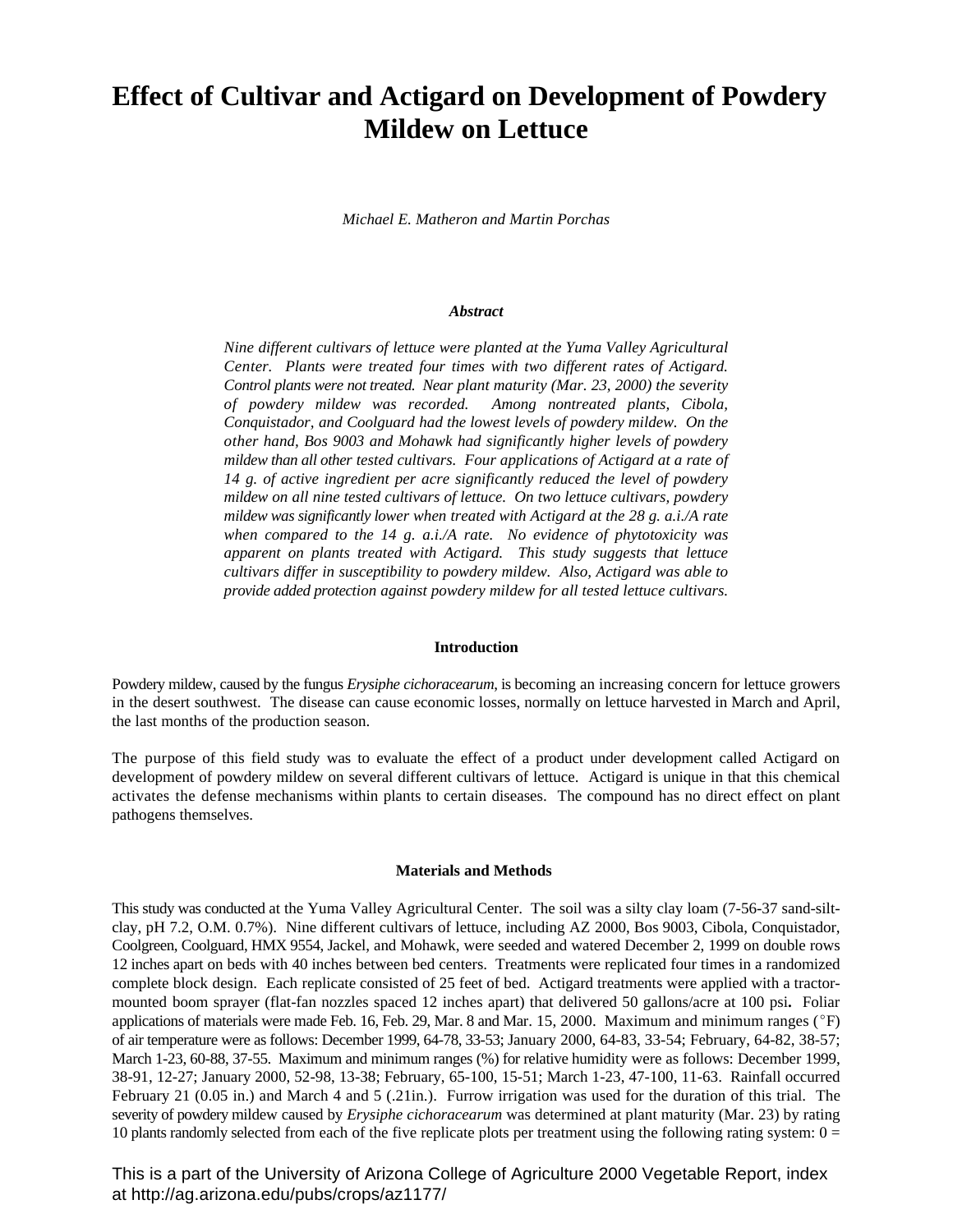# Effect of Cultivar and Actigard on Development of Powdery Mildew on Lettuce

*Michael E. Matheron and Martin Porchas*

### *Abstract*

*Nine different cultivars of lettuce were planted at the Yuma Valley Agricultural Center. Plants were treated four times with two different rates of Actigard. Control plants were not treated. Near plant maturity (Mar. 23, 2000) the severity of powdery mildew was recorded. Among nontreated plants, Cibola, Conquistador, and Coolguard had the lowest levels of powdery mildew. On the other hand, Bos 9003 and Mohawk had significantly higher levels of powdery mildew than all other tested cultivars. Four applications of Actigard at a rate of 14 g. of active ingredient per acre significantly reduced the level of powdery mildew on all nine tested cultivars of lettuce. On two lettuce cultivars, powdery mildew was significantly lower when treated with Actigard at the 28 g. a.i./A rate when compared to the 14 g. a.i./A rate. No evidence of phytotoxicity was apparent on plants treated with Actigard. This study suggests that lettuce cultivars differ in susceptibility to powdery mildew. Also, Actigard was able to provide added protection against powdery mildew for all tested lettuce cultivars.*

### Introduction

Powdery mildew, caused by the fungus *Erysiphe cichoracearum*, is becoming an increasing concern for lettuce growers in the desert southwest. The disease can cause economic losses, normally on lettuce harvested in March and April, the last months of the production season.

The purpose of this field study was to evaluate the effect of a product under development called Actigard on development of powdery mildew on several different cultivars of lettuce. Actigard is unique in that this chemical activates the defense mechanisms within plants to certain diseases. The compound has no direct effect on plant pathogens themselves.

### Materials and Methods

This study was conducted at the Yuma Valley Agricultural Center. The soil was a silty clay loam (7-56-37 sand-silt-clay, pH 7.2, O.M. 0.7%). Nine different cultivars of lettuce, including AZ 2000, Bos 9003, Cibola, Conquistador, Coolgreen, Coolguard, HMX 9554, Jackel, and Mohawk, were seeded and watered December 2, 1999 on double rows 12 inches apart on beds with 40 inches between bed centers. Treatments were replicated four times in a randomized complete block design. Each replicate consisted of 25 feet of bed. Actigard treatments were applied with a tractor-mounted boom sprayer (flat-fan nozzles spaced 12 inches apart) that delivered 50 gallons/acre at 100 psi**.** Foliar applications of materials were made Feb. 16, Feb. 29, Mar. 8 and Mar. 15, 2000. Maximum and minimum ranges (°F) of air temperature were as follows: December 1999, 64-78, 33-53; January 2000, 64-83, 33-54; February, 64-82, 38-57; March 1-23, 60-88, 37-55. Maximum and minimum ranges (%) for relative humidity were as follows: December 1999, 38-91, 12-27; January 2000, 52-98, 13-38; February, 65-100, 15-51; March 1-23, 47-100, 11-63. Rainfall occurred February 21 (0.05 in.) and March 4 and 5 (.21in.). Furrow irrigation was used for the duration of this trial. The severity of powdery mildew caused by *Erysiphe cichoracearum* was determined at plant maturity (Mar. 23) by rating 10 plants randomly selected from each of the five replicate plots per treatment using the following rating system: 0 =

This is a part of the University of Arizona College of Agriculture 2000 Vegetable Report, index at http://ag.arizona.edu/pubs/crops/az1177/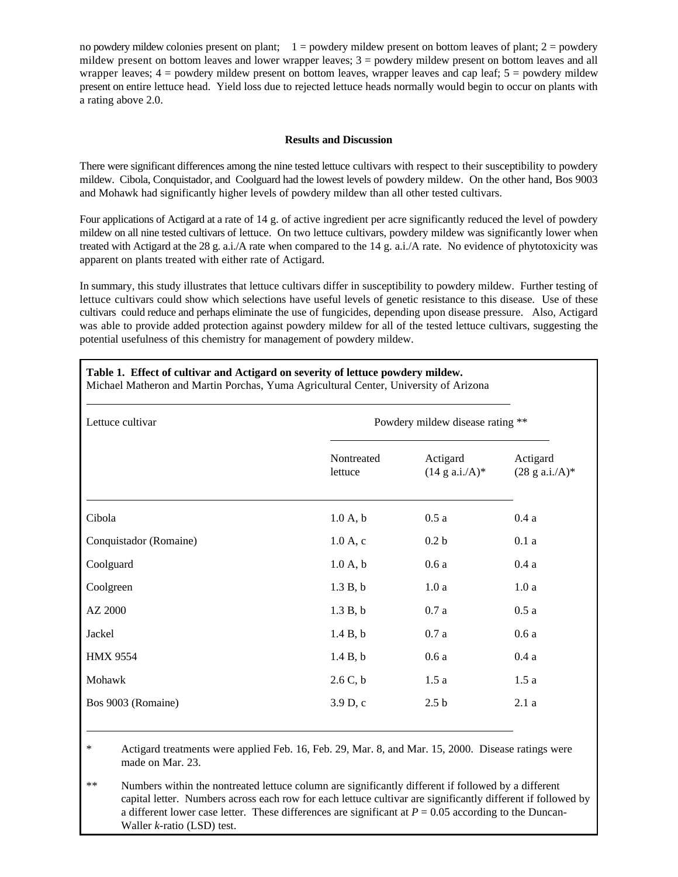no powdery mildew colonies present on plant; 1 = powdery mildew present on bottom leaves of plant; 2 = powdery mildew present on bottom leaves and lower wrapper leaves; 3 = powdery mildew present on bottom leaves and all wrapper leaves; 4 = powdery mildew present on bottom leaves, wrapper leaves and cap leaf; 5 = powdery mildew present on entire lettuce head. Yield loss due to rejected lettuce heads normally would begin to occur on plants with a rating above 2.0.

## Results and Discussion

There were significant differences among the nine tested lettuce cultivars with respect to their susceptibility to powdery mildew. Cibola, Conquistador, and Coolguard had the lowest levels of powdery mildew. On the other hand, Bos 9003 and Mohawk had significantly higher levels of powdery mildew than all other tested cultivars.

Four applications of Actigard at a rate of 14 g. of active ingredient per acre significantly reduced the level of powdery mildew on all nine tested cultivars of lettuce. On two lettuce cultivars, powdery mildew was significantly lower when treated with Actigard at the 28 g. a.i./A rate when compared to the 14 g. a.i./A rate. No evidence of phytotoxicity was apparent on plants treated with either rate of Actigard.

In summary, this study illustrates that lettuce cultivars differ in susceptibility to powdery mildew. Further testing of lettuce cultivars could show which selections have useful levels of genetic resistance to this disease. Use of these cultivars could reduce and perhaps eliminate the use of fungicides, depending upon disease pressure. Also, Actigard was able to provide added protection against powdery mildew for all of the tested lettuce cultivars, suggesting the potential usefulness of this chemistry for management of powdery mildew.

**Table 1. Effect of cultivar and Actigard on severity of lettuce powdery mildew.**
Michael Matheron and Martin Porchas, Yuma Agricultural Center, University of Arizona

| Lettuce cultivar | Powdery mildew disease rating ** | | |
|---|---|---|---|
| | Nontreated lettuce | Actigard (14 g a.i./A)* | Actigard (28 g a.i./A)* |
| Cibola | 1.0 A, b | 0.5 a | 0.4 a |
| Conquistador (Romaine) | 1.0 A, c | 0.2 b | 0.1 a |
| Coolguard | 1.0 A, b | 0.6 a | 0.4 a |
| Coolgreen | 1.3 B, b | 1.0 a | 1.0 a |
| AZ 2000 | 1.3 B, b | 0.7 a | 0.5 a |
| Jackel | 1.4 B, b | 0.7 a | 0.6 a |
| HMX 9554 | 1.4 B, b | 0.6 a | 0.4 a |
| Mohawk | 2.6 C, b | 1.5 a | 1.5 a |
| Bos 9003 (Romaine) | 3.9 D, c | 2.5 b | 2.1 a |

\* Actigard treatments were applied Feb. 16, Feb. 29, Mar. 8, and Mar. 15, 2000. Disease ratings were made on Mar. 23.

\*\* Numbers within the nontreated lettuce column are significantly different if followed by a different capital letter. Numbers across each row for each lettuce cultivar are significantly different if followed by a different lower case letter. These differences are significant at $P = 0.05$ according to the Duncan-Waller *k*-ratio (LSD) test.